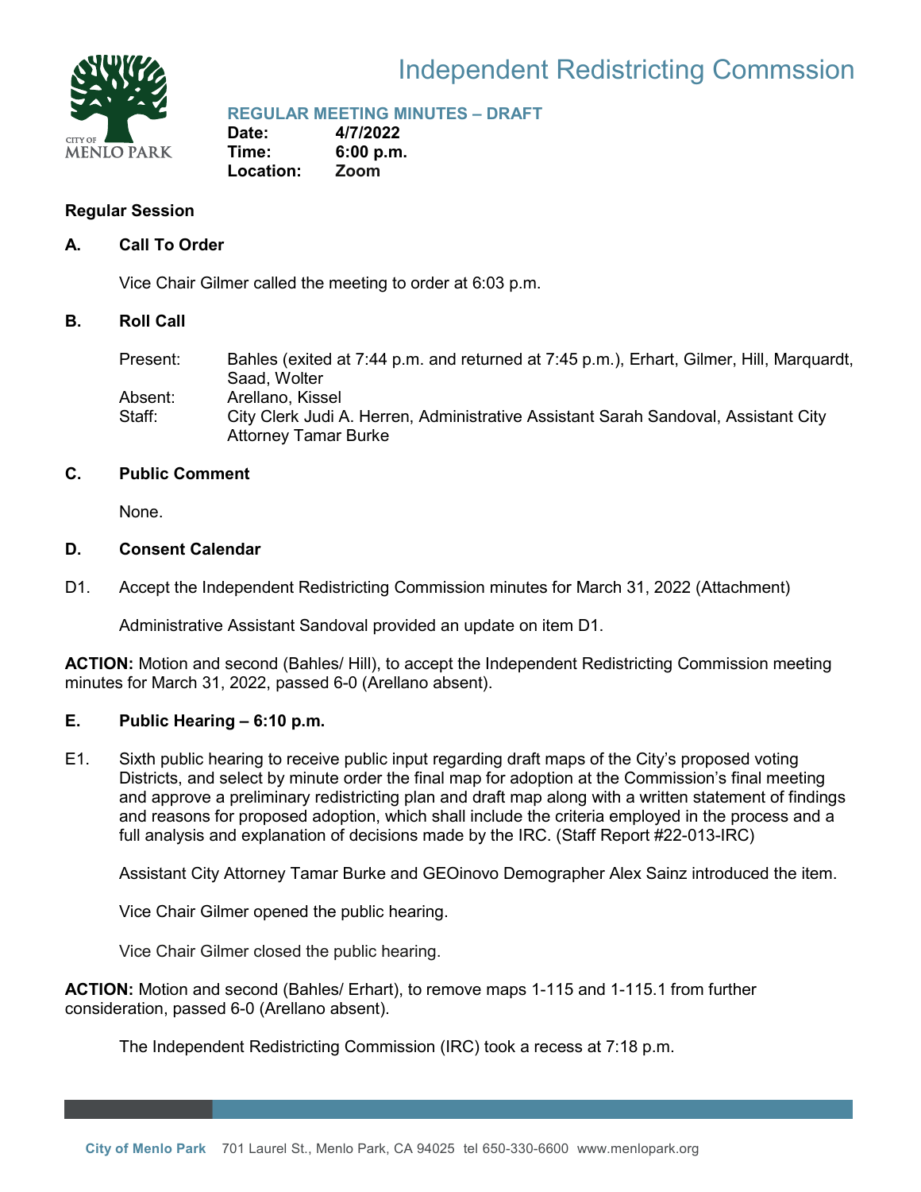# Independent Redistricting Commssion

## REGULAR MEETING MINUTES – DRAFT

**Date:** 4/7/2022
**Time:** 6:00 p.m.
**Location:** Zoom

### Regular Session

### A. Call To Order

Vice Chair Gilmer called the meeting to order at 6:03 p.m.

### B. Roll Call

Present: Bahles (exited at 7:44 p.m. and returned at 7:45 p.m.), Erhart, Gilmer, Hill, Marquardt, Saad, Wolter
Absent: Arellano, Kissel
Staff: City Clerk Judi A. Herren, Administrative Assistant Sarah Sandoval, Assistant City Attorney Tamar Burke

### C. Public Comment

None.

### D. Consent Calendar

D1. Accept the Independent Redistricting Commission minutes for March 31, 2022 (Attachment)

Administrative Assistant Sandoval provided an update on item D1.

**ACTION:** Motion and second (Bahles/ Hill), to accept the Independent Redistricting Commission meeting minutes for March 31, 2022, passed 6-0 (Arellano absent).

### E. Public Hearing – 6:10 p.m.

E1. Sixth public hearing to receive public input regarding draft maps of the City's proposed voting Districts, and select by minute order the final map for adoption at the Commission's final meeting and approve a preliminary redistricting plan and draft map along with a written statement of findings and reasons for proposed adoption, which shall include the criteria employed in the process and a full analysis and explanation of decisions made by the IRC. (Staff Report #22-013-IRC)

Assistant City Attorney Tamar Burke and GEOinovo Demographer Alex Sainz introduced the item.

Vice Chair Gilmer opened the public hearing.

Vice Chair Gilmer closed the public hearing.

**ACTION:** Motion and second (Bahles/ Erhart), to remove maps 1-115 and 1-115.1 from further consideration, passed 6-0 (Arellano absent).

The Independent Redistricting Commission (IRC) took a recess at 7:18 p.m.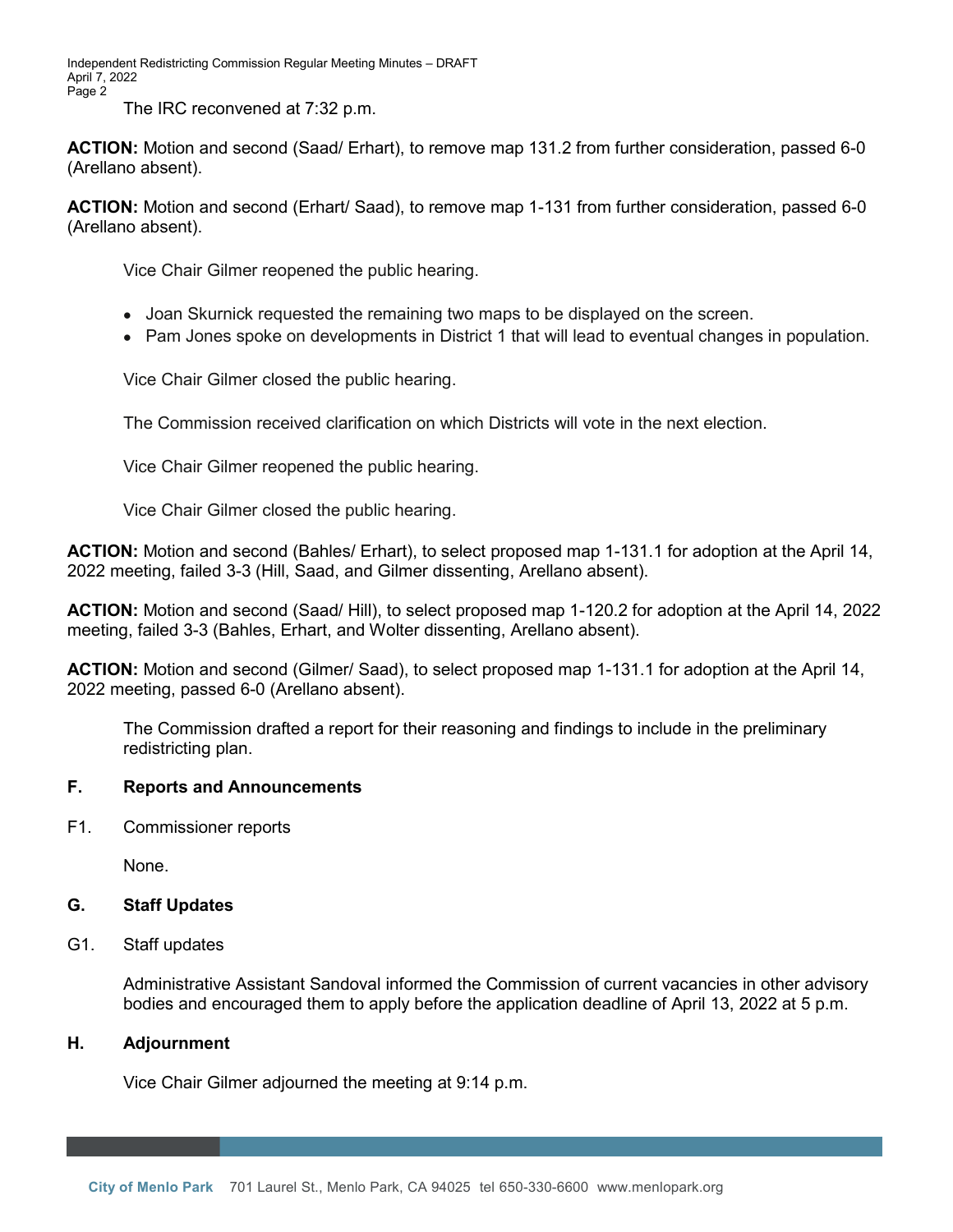The IRC reconvened at 7:32 p.m.

**ACTION:** Motion and second (Saad/ Erhart), to remove map 131.2 from further consideration, passed 6-0 (Arellano absent).

**ACTION:** Motion and second (Erhart/ Saad), to remove map 1-131 from further consideration, passed 6-0 (Arellano absent).

Vice Chair Gilmer reopened the public hearing.

- Joan Skurnick requested the remaining two maps to be displayed on the screen.
- Pam Jones spoke on developments in District 1 that will lead to eventual changes in population.

Vice Chair Gilmer closed the public hearing.

The Commission received clarification on which Districts will vote in the next election.

Vice Chair Gilmer reopened the public hearing.

Vice Chair Gilmer closed the public hearing.

**ACTION:** Motion and second (Bahles/ Erhart), to select proposed map 1-131.1 for adoption at the April 14, 2022 meeting, failed 3-3 (Hill, Saad, and Gilmer dissenting, Arellano absent).

**ACTION:** Motion and second (Saad/ Hill), to select proposed map 1-120.2 for adoption at the April 14, 2022 meeting, failed 3-3 (Bahles, Erhart, and Wolter dissenting, Arellano absent).

**ACTION:** Motion and second (Gilmer/ Saad), to select proposed map 1-131.1 for adoption at the April 14, 2022 meeting, passed 6-0 (Arellano absent).

The Commission drafted a report for their reasoning and findings to include in the preliminary redistricting plan.

## F. Reports and Announcements

F1. Commissioner reports

None.

## G. Staff Updates

G1. Staff updates

Administrative Assistant Sandoval informed the Commission of current vacancies in other advisory bodies and encouraged them to apply before the application deadline of April 13, 2022 at 5 p.m.

## H. Adjournment

Vice Chair Gilmer adjourned the meeting at 9:14 p.m.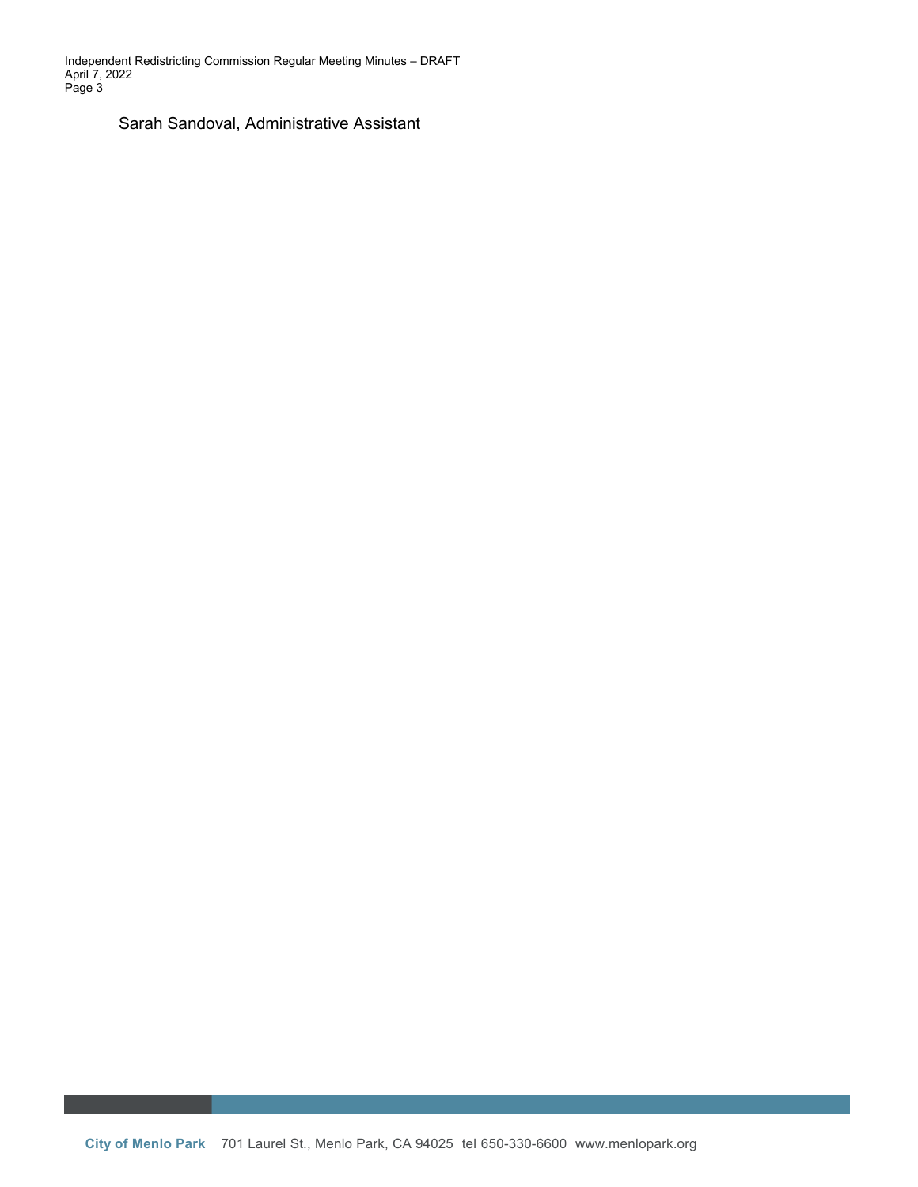Sarah Sandoval, Administrative Assistant